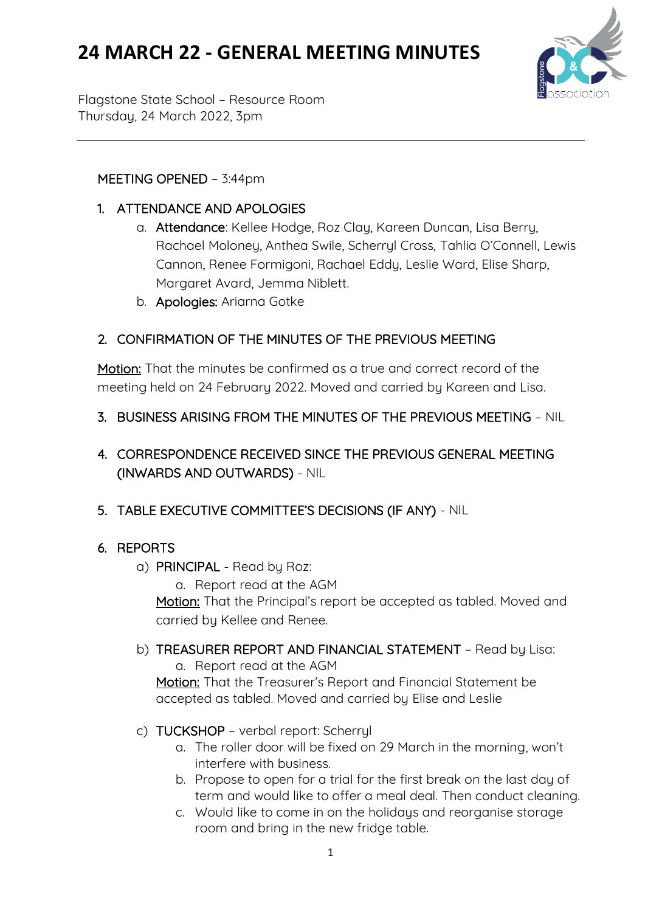# 24 MARCH 22 - GENERAL MEETING MINUTES

Flagstone State School – Resource Room
Thursday, 24 March 2022, 3pm

---

MEETING OPENED – 3:44pm

1. ATTENDANCE AND APOLOGIES
   a. **Attendance**: Kellee Hodge, Roz Clay, Kareen Duncan, Lisa Berry, Rachael Moloney, Anthea Swile, Scherryl Cross, Tahlia O'Connell, Lewis Cannon, Renee Formigoni, Rachael Eddy, Leslie Ward, Elise Sharp, Margaret Avard, Jemma Niblett.
   b. **Apologies:** Ariarna Gotke

2. CONFIRMATION OF THE MINUTES OF THE PREVIOUS MEETING

Motion: That the minutes be confirmed as a true and correct record of the meeting held on 24 February 2022. Moved and carried by Kareen and Lisa.

3. BUSINESS ARISING FROM THE MINUTES OF THE PREVIOUS MEETING – NIL

4. CORRESPONDENCE RECEIVED SINCE THE PREVIOUS GENERAL MEETING (INWARDS AND OUTWARDS) - NIL

5. TABLE EXECUTIVE COMMITTEE'S DECISIONS (IF ANY) - NIL

6. REPORTS
   a) PRINCIPAL - Read by Roz:
      a. Report read at the AGM

      Motion: That the Principal's report be accepted as tabled. Moved and carried by Kellee and Renee.

   b) TREASURER REPORT AND FINANCIAL STATEMENT – Read by Lisa:
      a. Report read at the AGM

      Motion: That the Treasurer's Report and Financial Statement be accepted as tabled. Moved and carried by Elise and Leslie

   c) TUCKSHOP – verbal report: Scherryl
      a. The roller door will be fixed on 29 March in the morning, won't interfere with business.
      b. Propose to open for a trial for the first break on the last day of term and would like to offer a meal deal. Then conduct cleaning.
      c. Would like to come in on the holidays and reorganise storage room and bring in the new fridge table.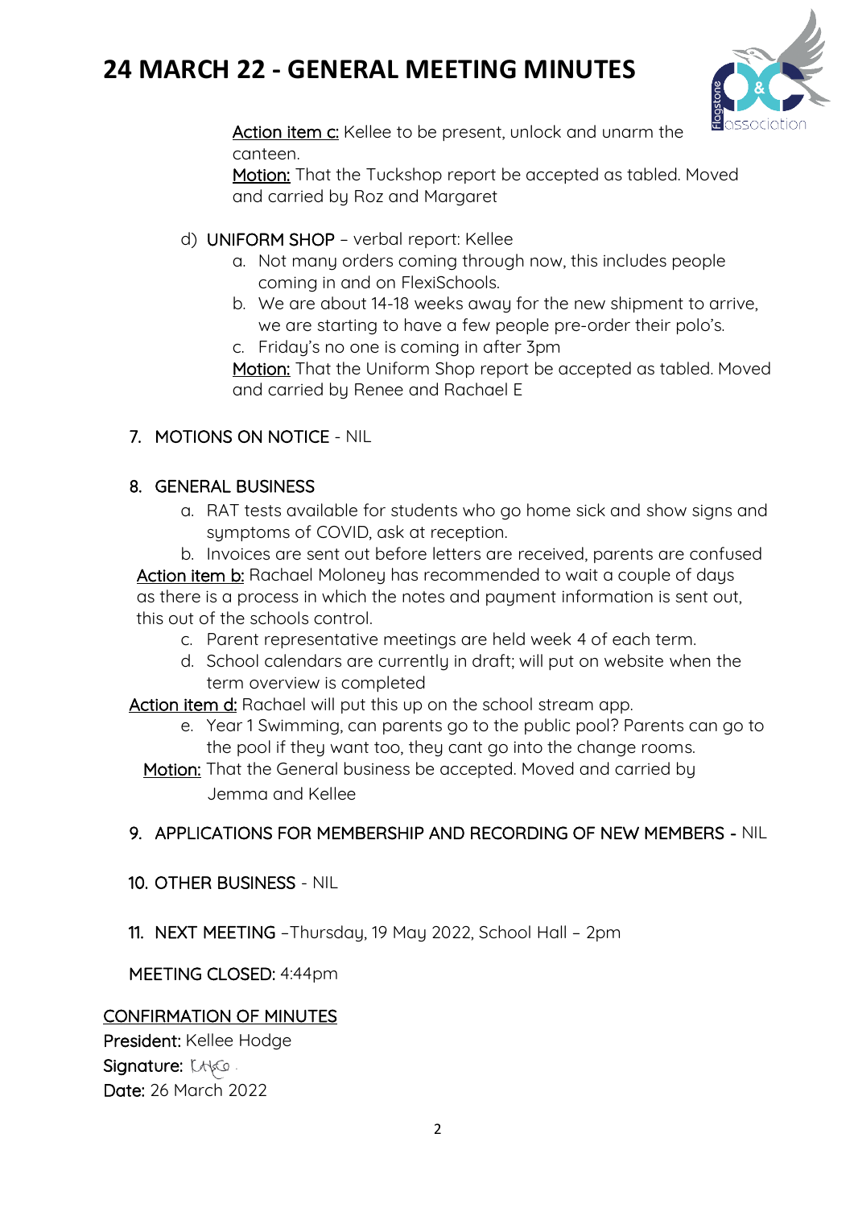# 24 MARCH 22 - GENERAL MEETING MINUTES

Action item c: Kellee to be present, unlock and unarm the canteen.
Motion: That the Tuckshop report be accepted as tabled. Moved and carried by Roz and Margaret

d) UNIFORM SHOP – verbal report: Kellee
   a. Not many orders coming through now, this includes people coming in and on FlexiSchools.
   b. We are about 14-18 weeks away for the new shipment to arrive, we are starting to have a few people pre-order their polo's.
   c. Friday's no one is coming in after 3pm

   Motion: That the Uniform Shop report be accepted as tabled. Moved and carried by Renee and Rachael E

7. MOTIONS ON NOTICE - NIL

8. GENERAL BUSINESS
   a. RAT tests available for students who go home sick and show signs and symptoms of COVID, ask at reception.
   b. Invoices are sent out before letters are received, parents are confused

   Action item b: Rachael Moloney has recommended to wait a couple of days as there is a process in which the notes and payment information is sent out, this out of the schools control.

   c. Parent representative meetings are held week 4 of each term.
   d. School calendars are currently in draft; will put on website when the term overview is completed

   Action item d: Rachael will put this up on the school stream app.

   e. Year 1 Swimming, can parents go to the public pool? Parents can go to the pool if they want too, they cant go into the change rooms.

   Motion: That the General business be accepted. Moved and carried by Jemma and Kellee

9. APPLICATIONS FOR MEMBERSHIP AND RECORDING OF NEW MEMBERS - NIL

10. OTHER BUSINESS - NIL

11. NEXT MEETING –Thursday, 19 May 2022, School Hall – 2pm

MEETING CLOSED: 4:44pm

CONFIRMATION OF MINUTES
President: Kellee Hodge
Signature: [signature]
Date: 26 March 2022